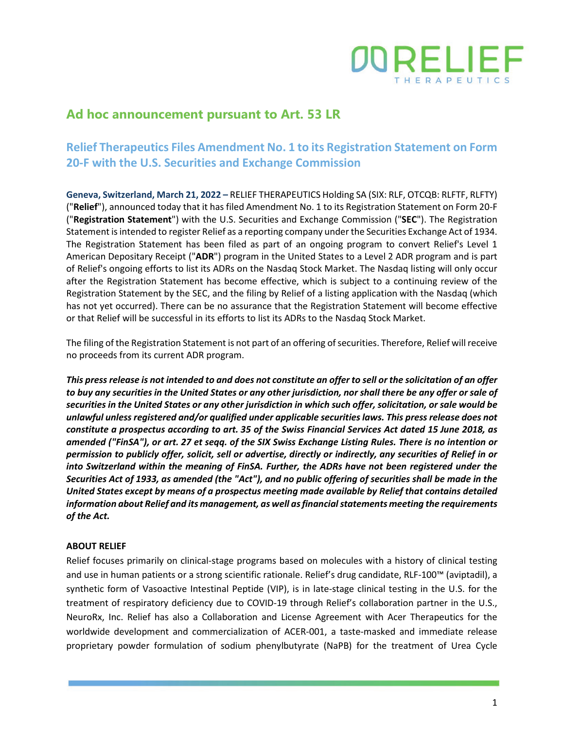## Ad hoc announcement pursuant to Art. 53 LR

## Relief Therapeutics Files Amendment No. 1 to its Registration Statement on Form 20-F with the U.S. Securities and Exchange Commission

**Geneva, Switzerland, March 21, 2022 –** RELIEF THERAPEUTICS Holding SA (SIX: RLF, OTCQB: RLFTF, RLFTY) ("**Relief**"), announced today that it has filed Amendment No. 1 to its Registration Statement on Form 20-F ("**Registration Statement**") with the U.S. Securities and Exchange Commission ("**SEC**"). The Registration Statement is intended to register Relief as a reporting company under the Securities Exchange Act of 1934. The Registration Statement has been filed as part of an ongoing program to convert Relief's Level 1 American Depositary Receipt ("**ADR**") program in the United States to a Level 2 ADR program and is part of Relief's ongoing efforts to list its ADRs on the Nasdaq Stock Market. The Nasdaq listing will only occur after the Registration Statement has become effective, which is subject to a continuing review of the Registration Statement by the SEC, and the filing by Relief of a listing application with the Nasdaq (which has not yet occurred). There can be no assurance that the Registration Statement will become effective or that Relief will be successful in its efforts to list its ADRs to the Nasdaq Stock Market.

The filing of the Registration Statement is not part of an offering of securities. Therefore, Relief will receive no proceeds from its current ADR program.

***This press release is not intended to and does not constitute an offer to sell or the solicitation of an offer to buy any securities in the United States or any other jurisdiction, nor shall there be any offer or sale of securities in the United States or any other jurisdiction in which such offer, solicitation, or sale would be unlawful unless registered and/or qualified under applicable securities laws. This press release does not constitute a prospectus according to art. 35 of the Swiss Financial Services Act dated 15 June 2018, as amended ("FinSA"), or art. 27 et seqq. of the SIX Swiss Exchange Listing Rules. There is no intention or permission to publicly offer, solicit, sell or advertise, directly or indirectly, any securities of Relief in or into Switzerland within the meaning of FinSA. Further, the ADRs have not been registered under the Securities Act of 1933, as amended (the "Act"), and no public offering of securities shall be made in the United States except by means of a prospectus meeting made available by Relief that contains detailed information about Relief and its management, as well as financial statements meeting the requirements of the Act.***

**ABOUT RELIEF**

Relief focuses primarily on clinical-stage programs based on molecules with a history of clinical testing and use in human patients or a strong scientific rationale. Relief's drug candidate, RLF-100™ (aviptadil), a synthetic form of Vasoactive Intestinal Peptide (VIP), is in late-stage clinical testing in the U.S. for the treatment of respiratory deficiency due to COVID-19 through Relief's collaboration partner in the U.S., NeuroRx, Inc. Relief has also a Collaboration and License Agreement with Acer Therapeutics for the worldwide development and commercialization of ACER-001, a taste-masked and immediate release proprietary powder formulation of sodium phenylbutyrate (NaPB) for the treatment of Urea Cycle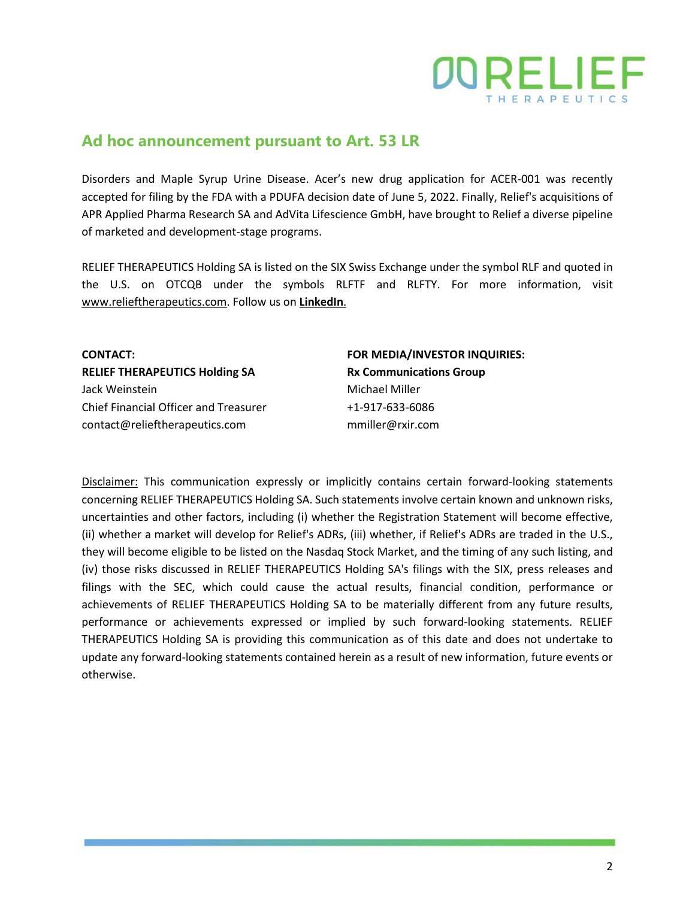## Ad hoc announcement pursuant to Art. 53 LR

Disorders and Maple Syrup Urine Disease. Acer's new drug application for ACER-001 was recently accepted for filing by the FDA with a PDUFA decision date of June 5, 2022. Finally, Relief's acquisitions of APR Applied Pharma Research SA and AdVita Lifescience GmbH, have brought to Relief a diverse pipeline of marketed and development-stage programs.

RELIEF THERAPEUTICS Holding SA is listed on the SIX Swiss Exchange under the symbol RLF and quoted in the U.S. on OTCQB under the symbols RLFTF and RLFTY. For more information, visit www.relieftherapeutics.com. Follow us on **LinkedIn**.

**CONTACT:**
**RELIEF THERAPEUTICS Holding SA**
Jack Weinstein
Chief Financial Officer and Treasurer
contact@relieftherapeutics.com

**FOR MEDIA/INVESTOR INQUIRIES:**
**Rx Communications Group**
Michael Miller
+1-917-633-6086
mmiller@rxir.com

Disclaimer: This communication expressly or implicitly contains certain forward-looking statements concerning RELIEF THERAPEUTICS Holding SA. Such statements involve certain known and unknown risks, uncertainties and other factors, including (i) whether the Registration Statement will become effective, (ii) whether a market will develop for Relief's ADRs, (iii) whether, if Relief's ADRs are traded in the U.S., they will become eligible to be listed on the Nasdaq Stock Market, and the timing of any such listing, and (iv) those risks discussed in RELIEF THERAPEUTICS Holding SA's filings with the SIX, press releases and filings with the SEC, which could cause the actual results, financial condition, performance or achievements of RELIEF THERAPEUTICS Holding SA to be materially different from any future results, performance or achievements expressed or implied by such forward-looking statements. RELIEF THERAPEUTICS Holding SA is providing this communication as of this date and does not undertake to update any forward-looking statements contained herein as a result of new information, future events or otherwise.